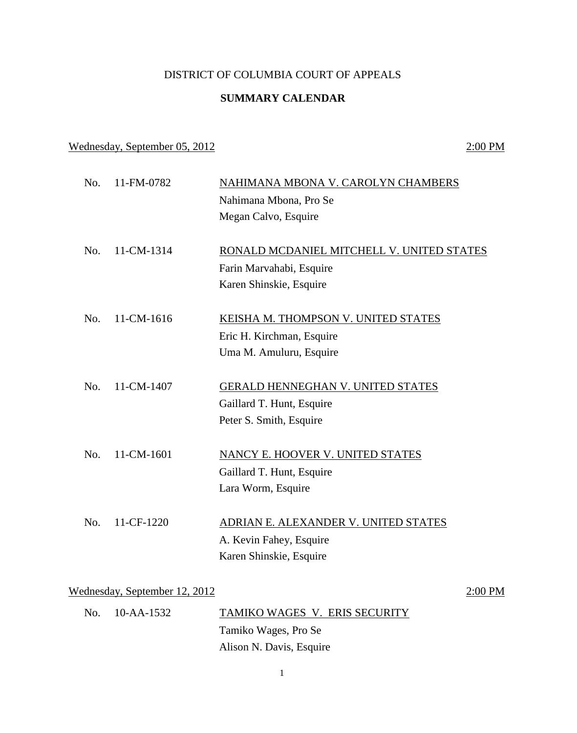DISTRICT OF COLUMBIA COURT OF APPEALS

**SUMMARY CALENDAR**

Wednesday, September 05, 2012 — 2:00 PM

No. 11-FM-0782 — NAHIMANA MBONA V. CAROLYN CHAMBERS
Nahimana Mbona, Pro Se
Megan Calvo, Esquire

No. 11-CM-1314 — RONALD MCDANIEL MITCHELL V. UNITED STATES
Farin Marvahabi, Esquire
Karen Shinskie, Esquire

No. 11-CM-1616 — KEISHA M. THOMPSON V. UNITED STATES
Eric H. Kirchman, Esquire
Uma M. Amuluru, Esquire

No. 11-CM-1407 — GERALD HENNEGHAN V. UNITED STATES
Gaillard T. Hunt, Esquire
Peter S. Smith, Esquire

No. 11-CM-1601 — NANCY E. HOOVER V. UNITED STATES
Gaillard T. Hunt, Esquire
Lara Worm, Esquire

No. 11-CF-1220 — ADRIAN E. ALEXANDER V. UNITED STATES
A. Kevin Fahey, Esquire
Karen Shinskie, Esquire

Wednesday, September 12, 2012 — 2:00 PM

No. 10-AA-1532 — TAMIKO WAGES V. ERIS SECURITY
Tamiko Wages, Pro Se
Alison N. Davis, Esquire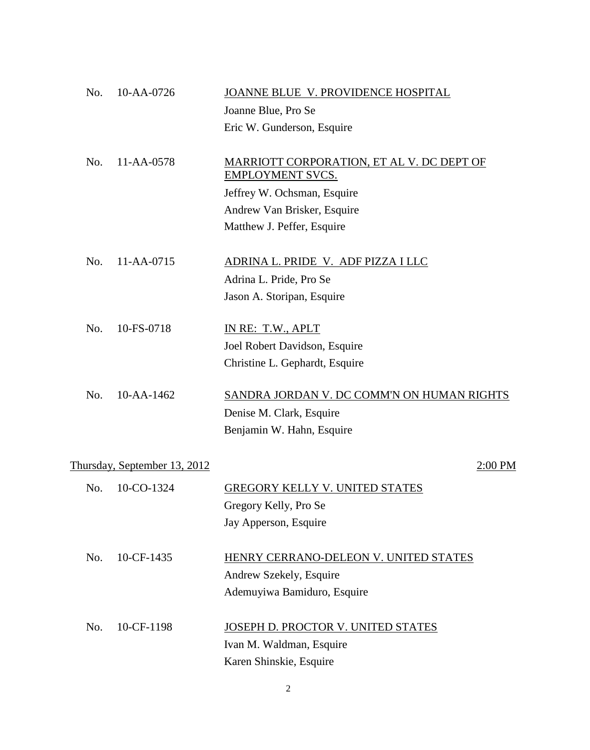No. 10-AA-0726 — JOANNE BLUE V. PROVIDENCE HOSPITAL

Joanne Blue, Pro Se
Eric W. Gunderson, Esquire

No. 11-AA-0578 — MARRIOTT CORPORATION, ET AL V. DC DEPT OF EMPLOYMENT SVCS.

Jeffrey W. Ochsman, Esquire
Andrew Van Brisker, Esquire
Matthew J. Peffer, Esquire

No. 11-AA-0715 — ADRINA L. PRIDE V. ADF PIZZA I LLC

Adrina L. Pride, Pro Se
Jason A. Storipan, Esquire

No. 10-FS-0718 — IN RE: T.W., APLT

Joel Robert Davidson, Esquire
Christine L. Gephardt, Esquire

No. 10-AA-1462 — SANDRA JORDAN V. DC COMM'N ON HUMAN RIGHTS

Denise M. Clark, Esquire
Benjamin W. Hahn, Esquire

## Thursday, September 13, 2012 — 2:00 PM

No. 10-CO-1324 — GREGORY KELLY V. UNITED STATES

Gregory Kelly, Pro Se
Jay Apperson, Esquire

No. 10-CF-1435 — HENRY CERRANO-DELEON V. UNITED STATES

Andrew Szekely, Esquire
Ademuyiwa Bamiduro, Esquire

No. 10-CF-1198 — JOSEPH D. PROCTOR V. UNITED STATES

Ivan M. Waldman, Esquire
Karen Shinskie, Esquire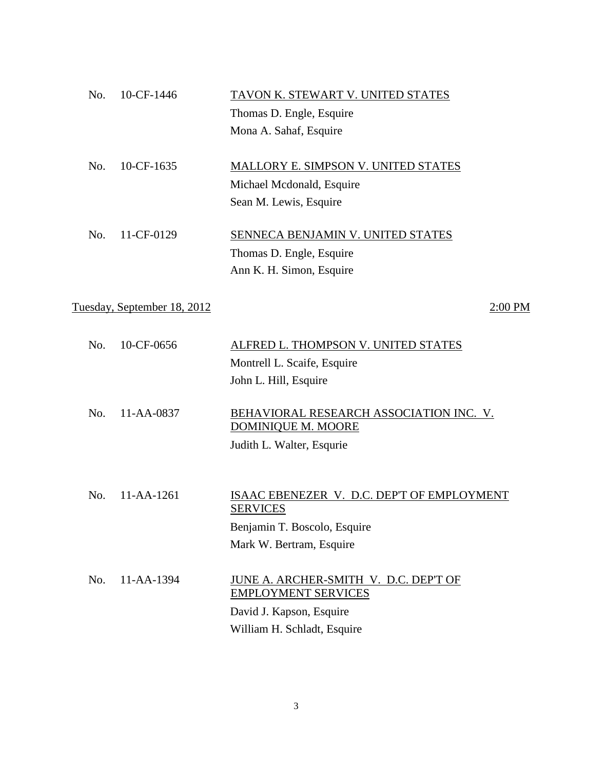No. 10-CF-1446 TAVON K. STEWART V. UNITED STATES

Thomas D. Engle, Esquire

Mona A. Sahaf, Esquire

No. 10-CF-1635 MALLORY E. SIMPSON V. UNITED STATES

Michael Mcdonald, Esquire

Sean M. Lewis, Esquire

No. 11-CF-0129 SENNECA BENJAMIN V. UNITED STATES

Thomas D. Engle, Esquire

Ann K. H. Simon, Esquire

Tuesday, September 18, 2012 2:00 PM

No. 10-CF-0656 ALFRED L. THOMPSON V. UNITED STATES

Montrell L. Scaife, Esquire

John L. Hill, Esquire

No. 11-AA-0837 BEHAVIORAL RESEARCH ASSOCIATION INC. V. DOMINIQUE M. MOORE

Judith L. Walter, Esqurie

No. 11-AA-1261 ISAAC EBENEZER V. D.C. DEP'T OF EMPLOYMENT SERVICES

Benjamin T. Boscolo, Esquire

Mark W. Bertram, Esquire

No. 11-AA-1394 JUNE A. ARCHER-SMITH V. D.C. DEP'T OF EMPLOYMENT SERVICES

David J. Kapson, Esquire

William H. Schladt, Esquire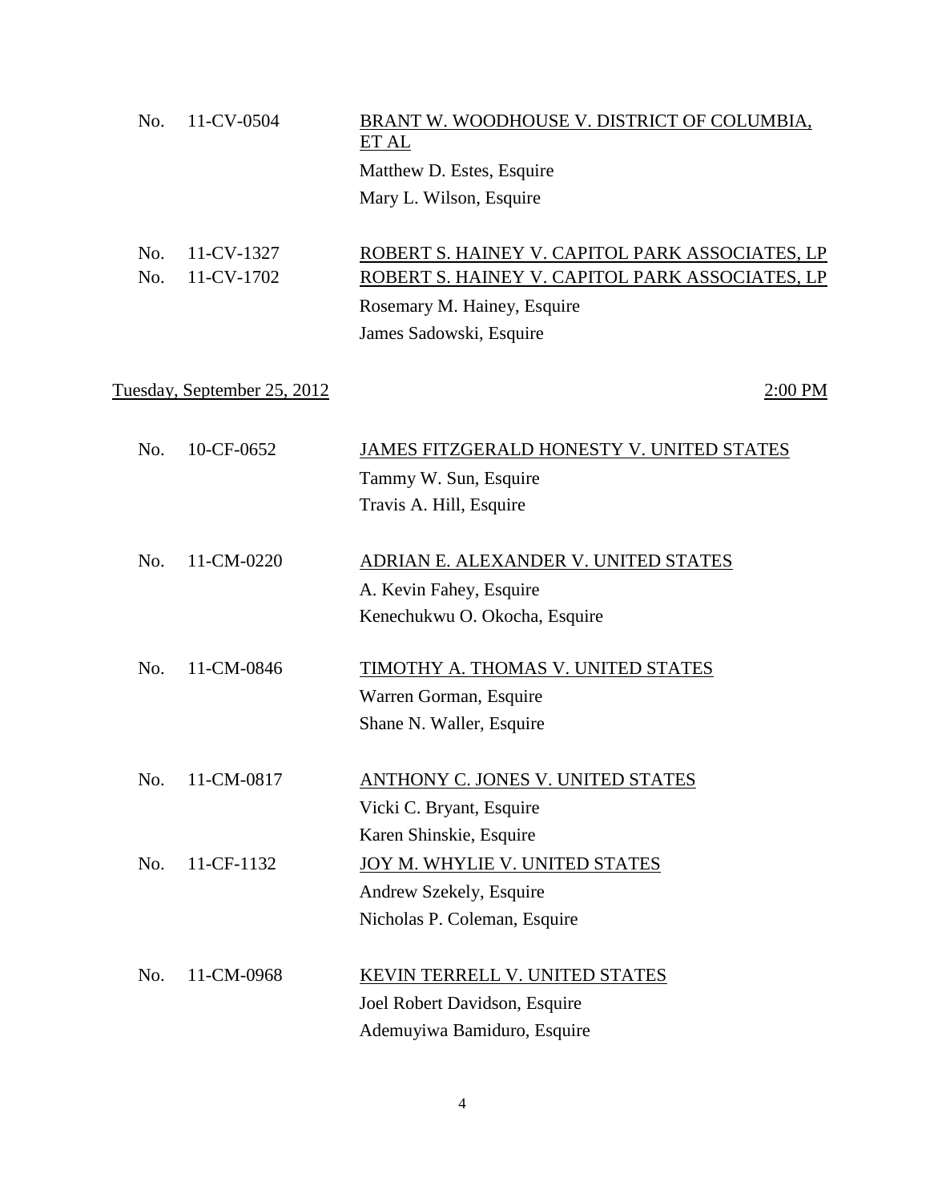No. 11-CV-0504 <u>BRANT W. WOODHOUSE V. DISTRICT OF COLUMBIA, ET AL</u>

Matthew D. Estes, Esquire
Mary L. Wilson, Esquire

No. 11-CV-1327 <u>ROBERT S. HAINEY V. CAPITOL PARK ASSOCIATES, LP</u>
No. 11-CV-1702 <u>ROBERT S. HAINEY V. CAPITOL PARK ASSOCIATES, LP</u>

Rosemary M. Hainey, Esquire
James Sadowski, Esquire

<u>Tuesday, September 25, 2012</u> <u>2:00 PM</u>

No. 10-CF-0652 <u>JAMES FITZGERALD HONESTY V. UNITED STATES</u>

Tammy W. Sun, Esquire
Travis A. Hill, Esquire

No. 11-CM-0220 <u>ADRIAN E. ALEXANDER V. UNITED STATES</u>

A. Kevin Fahey, Esquire
Kenechukwu O. Okocha, Esquire

No. 11-CM-0846 <u>TIMOTHY A. THOMAS V. UNITED STATES</u>

Warren Gorman, Esquire
Shane N. Waller, Esquire

No. 11-CM-0817 <u>ANTHONY C. JONES V. UNITED STATES</u>

Vicki C. Bryant, Esquire
Karen Shinskie, Esquire

No. 11-CF-1132 <u>JOY M. WHYLIE V. UNITED STATES</u>

Andrew Szekely, Esquire
Nicholas P. Coleman, Esquire

No. 11-CM-0968 <u>KEVIN TERRELL V. UNITED STATES</u>

Joel Robert Davidson, Esquire
Ademuyiwa Bamiduro, Esquire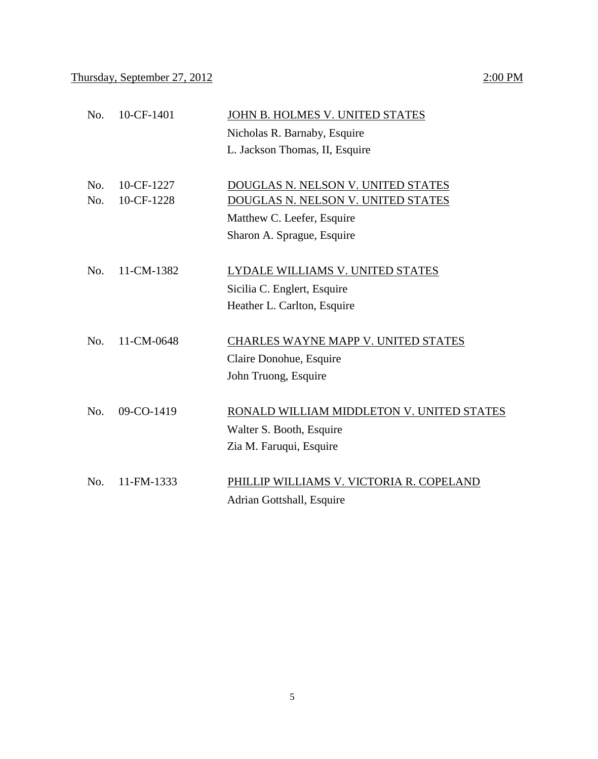Thursday, September 27, 2012 2:00 PM

No. 10-CF-1401 JOHN B. HOLMES V. UNITED STATES
Nicholas R. Barnaby, Esquire
L. Jackson Thomas, II, Esquire

No. 10-CF-1227 DOUGLAS N. NELSON V. UNITED STATES
No. 10-CF-1228 DOUGLAS N. NELSON V. UNITED STATES
Matthew C. Leefer, Esquire
Sharon A. Sprague, Esquire

No. 11-CM-1382 LYDALE WILLIAMS V. UNITED STATES
Sicilia C. Englert, Esquire
Heather L. Carlton, Esquire

No. 11-CM-0648 CHARLES WAYNE MAPP V. UNITED STATES
Claire Donohue, Esquire
John Truong, Esquire

No. 09-CO-1419 RONALD WILLIAM MIDDLETON V. UNITED STATES
Walter S. Booth, Esquire
Zia M. Faruqui, Esquire

No. 11-FM-1333 PHILLIP WILLIAMS V. VICTORIA R. COPELAND
Adrian Gottshall, Esquire